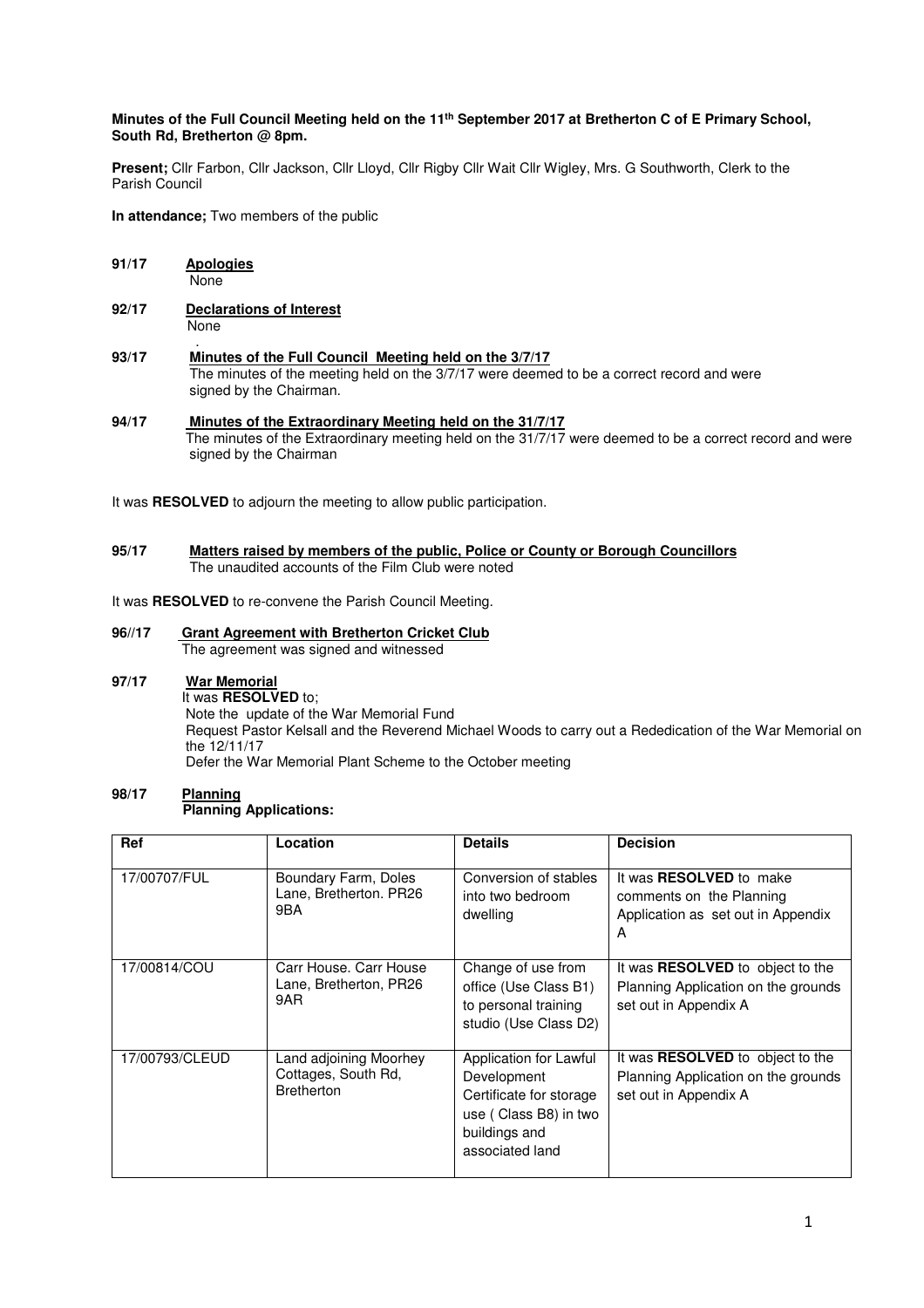**Minutes of the Full Council Meeting held on the 11th September 2017 at Bretherton C of E Primary School, South Rd, Bretherton @ 8pm.**

**Present;** Cllr Farbon, Cllr Jackson, Cllr Lloyd, Cllr Rigby Cllr Wait Cllr Wigley, Mrs. G Southworth, Clerk to the Parish Council

**In attendance;** Two members of the public

**91/17 Apologies**
None

**92/17 Declarations of Interest**
None

**93/17 Minutes of the Full Council Meeting held on the 3/7/17**
The minutes of the meeting held on the 3/7/17 were deemed to be a correct record and were signed by the Chairman.

**94/17 Minutes of the Extraordinary Meeting held on the 31/7/17**
The minutes of the Extraordinary meeting held on the 31/7/17 were deemed to be a correct record and were signed by the Chairman

It was **RESOLVED** to adjourn the meeting to allow public participation.

**95/17 Matters raised by members of the public, Police or County or Borough Councillors**
The unaudited accounts of the Film Club were noted

It was **RESOLVED** to re-convene the Parish Council Meeting.

**96//17 Grant Agreement with Bretherton Cricket Club**
The agreement was signed and witnessed

**97/17 War Memorial**
It was **RESOLVED** to;
Note the update of the War Memorial Fund
Request Pastor Kelsall and the Reverend Michael Woods to carry out a Rededication of the War Memorial on the 12/11/17
Defer the War Memorial Plant Scheme to the October meeting

**98/17 Planning**
**Planning Applications:**

| Ref | Location | Details | Decision |
|---|---|---|---|
| 17/00707/FUL | Boundary Farm, Doles Lane, Bretherton. PR26 9BA | Conversion of stables into two bedroom dwelling | It was **RESOLVED** to make comments on the Planning Application as set out in Appendix A |
| 17/00814/COU | Carr House. Carr House Lane, Bretherton, PR26 9AR | Change of use from office (Use Class B1) to personal training studio (Use Class D2) | It was **RESOLVED** to object to the Planning Application on the grounds set out in Appendix A |
| 17/00793/CLEUD | Land adjoining Moorhey Cottages, South Rd, Bretherton | Application for Lawful Development Certificate for storage use ( Class B8) in two buildings and associated land | It was **RESOLVED** to object to the Planning Application on the grounds set out in Appendix A |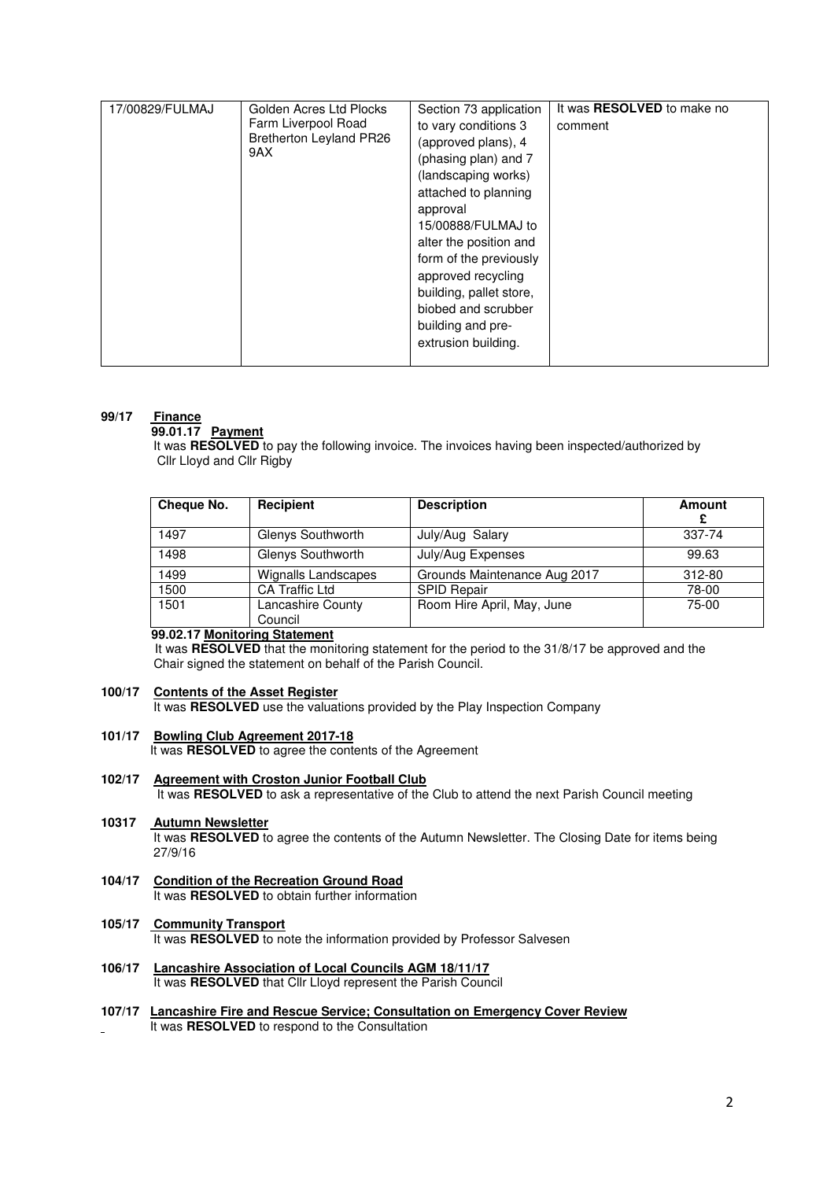| 17/00829/FULMAJ | Golden Acres Ltd Plocks Farm Liverpool Road Bretherton Leyland PR26 9AX | Section 73 application to vary conditions 3 (approved plans), 4 (phasing plan) and 7 (landscaping works) attached to planning approval 15/00888/FULMAJ to alter the position and form of the previously approved recycling building, pallet store, biobed and scrubber building and pre-extrusion building. | It was **RESOLVED** to make no comment |
|---|---|---|---|

**99/17 Finance**

**99.01.17 Payment**

It was **RESOLVED** to pay the following invoice. The invoices having been inspected/authorized by Cllr Lloyd and Cllr Rigby

| Cheque No. | Recipient | Description | Amount £ |
|---|---|---|---|
| 1497 | Glenys Southworth | July/Aug Salary | 337-74 |
| 1498 | Glenys Southworth | July/Aug Expenses | 99.63 |
| 1499 | Wignalls Landscapes | Grounds Maintenance Aug 2017 | 312-80 |
| 1500 | CA Traffic Ltd | SPID Repair | 78-00 |
| 1501 | Lancashire County Council | Room Hire April, May, June | 75-00 |

**99.02.17 Monitoring Statement**

It was **RESOLVED** that the monitoring statement for the period to the 31/8/17 be approved and the Chair signed the statement on behalf of the Parish Council.

**100/17 Contents of the Asset Register**

It was **RESOLVED** use the valuations provided by the Play Inspection Company

**101/17 Bowling Club Agreement 2017-18**

It was **RESOLVED** to agree the contents of the Agreement

**102/17 Agreement with Croston Junior Football Club**

It was **RESOLVED** to ask a representative of the Club to attend the next Parish Council meeting

**10317 Autumn Newsletter**

It was **RESOLVED** to agree the contents of the Autumn Newsletter. The Closing Date for items being 27/9/16

**104/17 Condition of the Recreation Ground Road**

It was **RESOLVED** to obtain further information

**105/17 Community Transport**

It was **RESOLVED** to note the information provided by Professor Salvesen

**106/17 Lancashire Association of Local Councils AGM 18/11/17**

It was **RESOLVED** that Cllr Lloyd represent the Parish Council

**107/17 Lancashire Fire and Rescue Service; Consultation on Emergency Cover Review**

It was **RESOLVED** to respond to the Consultation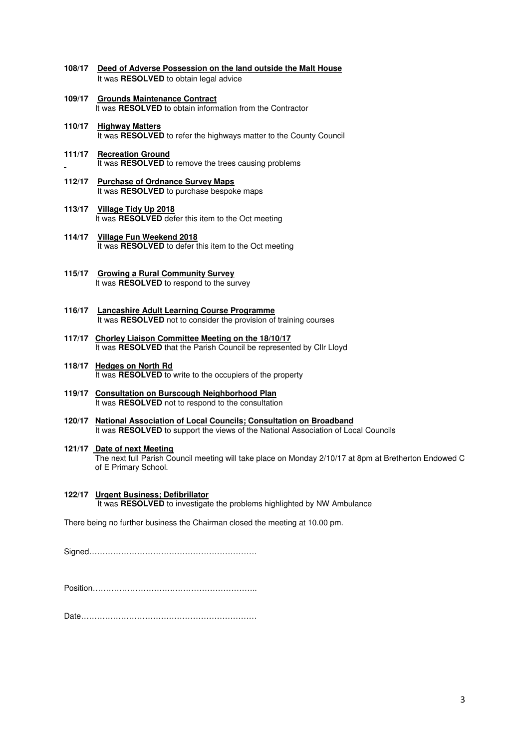**108/17** **Deed of Adverse Possession on the land outside the Malt House**
It was **RESOLVED** to obtain legal advice

**109/17** **Grounds Maintenance Contract**
It was **RESOLVED** to obtain information from the Contractor

**110/17** **Highway Matters**
It was **RESOLVED** to refer the highways matter to the County Council

**111/17** **Recreation Ground**
It was **RESOLVED** to remove the trees causing problems

**112/17** **Purchase of Ordnance Survey Maps**
It was **RESOLVED** to purchase bespoke maps

**113/17** **Village Tidy Up 2018**
It was **RESOLVED** defer this item to the Oct meeting

**114/17** **Village Fun Weekend 2018**
It was **RESOLVED** to defer this item to the Oct meeting

**115/17** **Growing a Rural Community Survey**
It was **RESOLVED** to respond to the survey

**116/17** **Lancashire Adult Learning Course Programme**
It was **RESOLVED** not to consider the provision of training courses

**117/17** **Chorley Liaison Committee Meeting on the 18/10/17**
It was **RESOLVED** that the Parish Council be represented by Cllr Lloyd

**118/17** **Hedges on North Rd**
It was **RESOLVED** to write to the occupiers of the property

**119/17** **Consultation on Burscough Neighborhood Plan**
It was **RESOLVED** not to respond to the consultation

**120/17** **National Association of Local Councils; Consultation on Broadband**
It was **RESOLVED** to support the views of the National Association of Local Councils

**121/17** **Date of next Meeting**
The next full Parish Council meeting will take place on Monday 2/10/17 at 8pm at Bretherton Endowed C of E Primary School.

**122/17** **Urgent Business; Defibrillator**
It was **RESOLVED** to investigate the problems highlighted by NW Ambulance

There being no further business the Chairman closed the meeting at 10.00 pm.

Signed……………………………………………………

Position……………………………………………………..

Date…………………………………………………………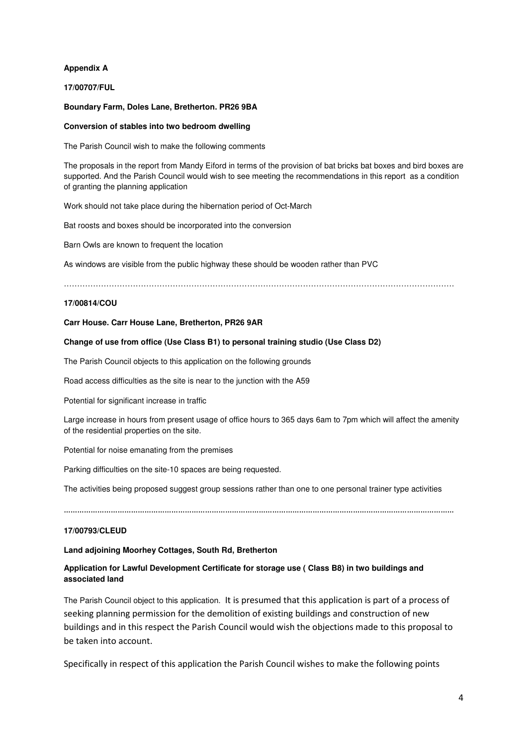**Appendix A**

**17/00707/FUL**

**Boundary Farm, Doles Lane, Bretherton. PR26 9BA**

**Conversion of stables into two bedroom dwelling**

The Parish Council wish to make the following comments

The proposals in the report from Mandy Eiford in terms of the provision of bat bricks bat boxes and bird boxes are supported. And the Parish Council would wish to see meeting the recommendations in this report as a condition of granting the planning application

Work should not take place during the hibernation period of Oct-March

Bat roosts and boxes should be incorporated into the conversion

Barn Owls are known to frequent the location

As windows are visible from the public highway these should be wooden rather than PVC

……………………………………………………………………………………………………………………………………

**17/00814/COU**

**Carr House. Carr House Lane, Bretherton, PR26 9AR**

**Change of use from office (Use Class B1) to personal training studio (Use Class D2)**

The Parish Council objects to this application on the following grounds

Road access difficulties as the site is near to the junction with the A59

Potential for significant increase in traffic

Large increase in hours from present usage of office hours to 365 days 6am to 7pm which will affect the amenity of the residential properties on the site.

Potential for noise emanating from the premises

Parking difficulties on the site-10 spaces are being requested.

The activities being proposed suggest group sessions rather than one to one personal trainer type activities

……………………………………………………………………………………………………………………………………

**17/00793/CLEUD**

**Land adjoining Moorhey Cottages, South Rd, Bretherton**

**Application for Lawful Development Certificate for storage use ( Class B8) in two buildings and associated land**

The Parish Council object to this application. It is presumed that this application is part of a process of seeking planning permission for the demolition of existing buildings and construction of new buildings and in this respect the Parish Council would wish the objections made to this proposal to be taken into account.

Specifically in respect of this application the Parish Council wishes to make the following points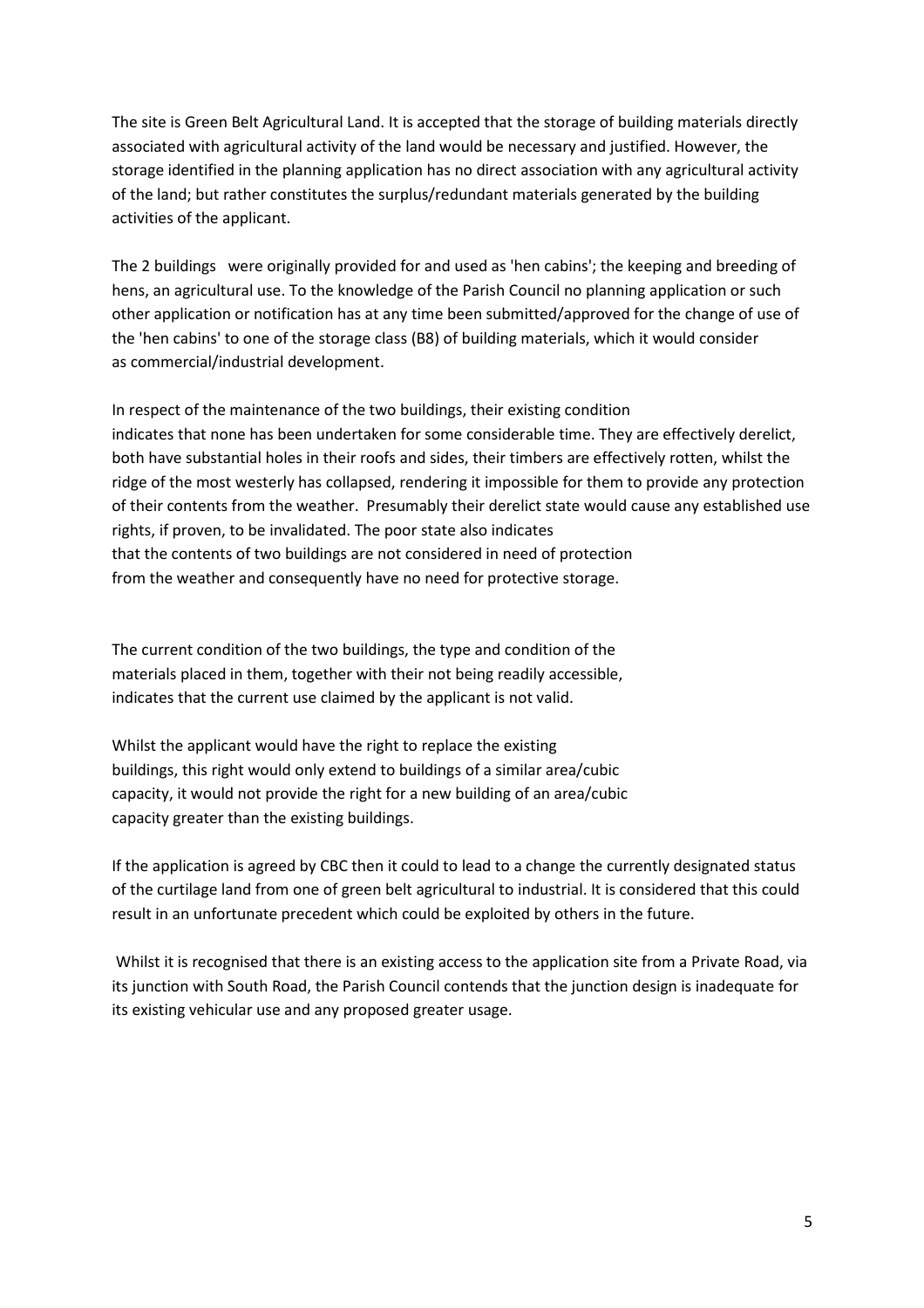The site is Green Belt Agricultural Land. It is accepted that the storage of building materials directly associated with agricultural activity of the land would be necessary and justified. However, the storage identified in the planning application has no direct association with any agricultural activity of the land; but rather constitutes the surplus/redundant materials generated by the building activities of the applicant.

The 2 buildings were originally provided for and used as 'hen cabins'; the keeping and breeding of hens, an agricultural use. To the knowledge of the Parish Council no planning application or such other application or notification has at any time been submitted/approved for the change of use of the 'hen cabins' to one of the storage class (B8) of building materials, which it would consider as commercial/industrial development.

In respect of the maintenance of the two buildings, their existing condition indicates that none has been undertaken for some considerable time. They are effectively derelict, both have substantial holes in their roofs and sides, their timbers are effectively rotten, whilst the ridge of the most westerly has collapsed, rendering it impossible for them to provide any protection of their contents from the weather. Presumably their derelict state would cause any established use rights, if proven, to be invalidated. The poor state also indicates that the contents of two buildings are not considered in need of protection from the weather and consequently have no need for protective storage.

The current condition of the two buildings, the type and condition of the materials placed in them, together with their not being readily accessible, indicates that the current use claimed by the applicant is not valid.

Whilst the applicant would have the right to replace the existing buildings, this right would only extend to buildings of a similar area/cubic capacity, it would not provide the right for a new building of an area/cubic capacity greater than the existing buildings.

If the application is agreed by CBC then it could to lead to a change the currently designated status of the curtilage land from one of green belt agricultural to industrial. It is considered that this could result in an unfortunate precedent which could be exploited by others in the future.

Whilst it is recognised that there is an existing access to the application site from a Private Road, via its junction with South Road, the Parish Council contends that the junction design is inadequate for its existing vehicular use and any proposed greater usage.